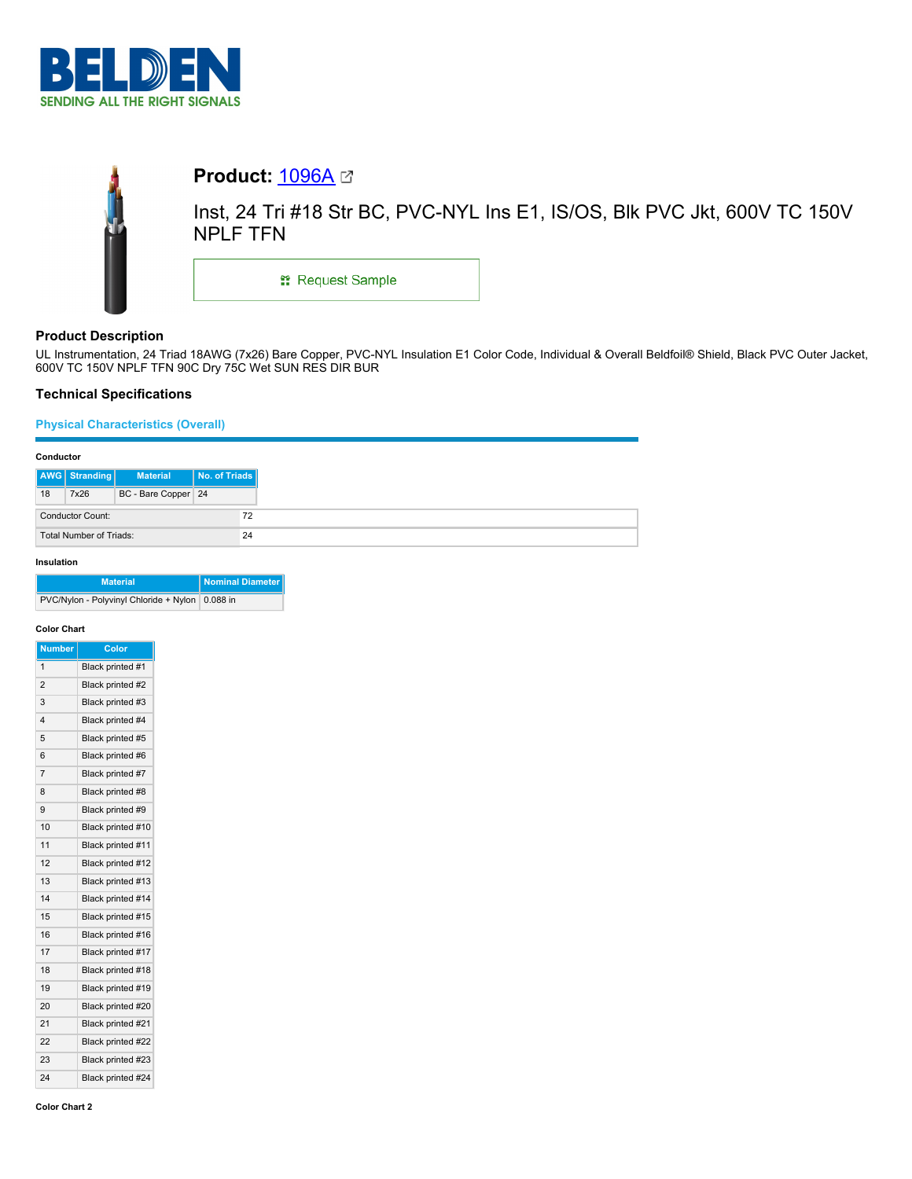BELDEN

SENDING ALL THE RIGHT SIGNALS

# Product: 1096A

Inst, 24 Tri #18 Str BC, PVC-NYL Ins E1, IS/OS, Blk PVC Jkt, 600V TC 150V NPLF TFN

Request Sample

## Product Description

UL Instrumentation, 24 Triad 18AWG (7x26) Bare Copper, PVC-NYL Insulation E1 Color Code, Individual & Overall Beldfoil® Shield, Black PVC Outer Jacket, 600V TC 150V NPLF TFN 90C Dry 75C Wet SUN RES DIR BUR

## Technical Specifications

### Physical Characteristics (Overall)

**Conductor**

| AWG | Stranding | Material | No. of Triads |
|---|---|---|---|
| 18 | 7x26 | BC - Bare Copper | 24 |

| | |
|---|---|
| Conductor Count: | 72 |
| Total Number of Triads: | 24 |

**Insulation**

| Material | Nominal Diameter |
|---|---|
| PVC/Nylon - Polyvinyl Chloride + Nylon | 0.088 in |

**Color Chart**

| Number | Color |
|---|---|
| 1 | Black printed #1 |
| 2 | Black printed #2 |
| 3 | Black printed #3 |
| 4 | Black printed #4 |
| 5 | Black printed #5 |
| 6 | Black printed #6 |
| 7 | Black printed #7 |
| 8 | Black printed #8 |
| 9 | Black printed #9 |
| 10 | Black printed #10 |
| 11 | Black printed #11 |
| 12 | Black printed #12 |
| 13 | Black printed #13 |
| 14 | Black printed #14 |
| 15 | Black printed #15 |
| 16 | Black printed #16 |
| 17 | Black printed #17 |
| 18 | Black printed #18 |
| 19 | Black printed #19 |
| 20 | Black printed #20 |
| 21 | Black printed #21 |
| 22 | Black printed #22 |
| 23 | Black printed #23 |
| 24 | Black printed #24 |

**Color Chart 2**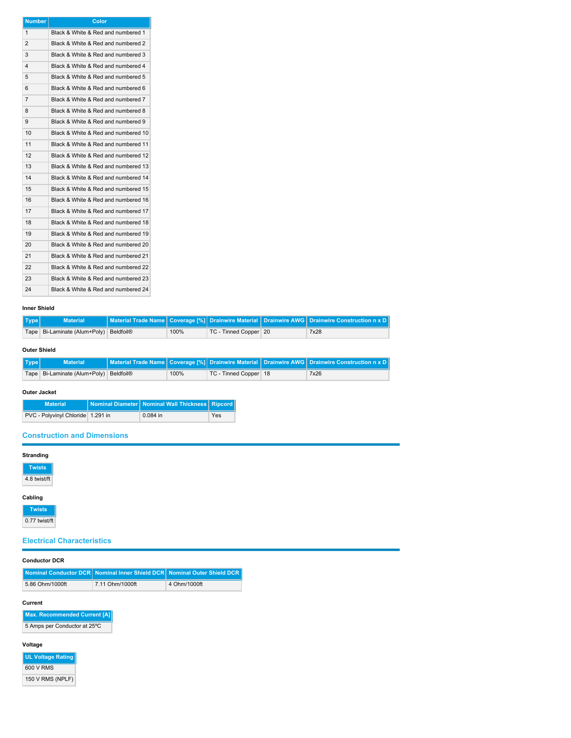| Number | Color |
|---|---|
| 1 | Black & White & Red and numbered 1 |
| 2 | Black & White & Red and numbered 2 |
| 3 | Black & White & Red and numbered 3 |
| 4 | Black & White & Red and numbered 4 |
| 5 | Black & White & Red and numbered 5 |
| 6 | Black & White & Red and numbered 6 |
| 7 | Black & White & Red and numbered 7 |
| 8 | Black & White & Red and numbered 8 |
| 9 | Black & White & Red and numbered 9 |
| 10 | Black & White & Red and numbered 10 |
| 11 | Black & White & Red and numbered 11 |
| 12 | Black & White & Red and numbered 12 |
| 13 | Black & White & Red and numbered 13 |
| 14 | Black & White & Red and numbered 14 |
| 15 | Black & White & Red and numbered 15 |
| 16 | Black & White & Red and numbered 16 |
| 17 | Black & White & Red and numbered 17 |
| 18 | Black & White & Red and numbered 18 |
| 19 | Black & White & Red and numbered 19 |
| 20 | Black & White & Red and numbered 20 |
| 21 | Black & White & Red and numbered 21 |
| 22 | Black & White & Red and numbered 22 |
| 23 | Black & White & Red and numbered 23 |
| 24 | Black & White & Red and numbered 24 |

**Inner Shield**

| Type | Material | Material Trade Name | Coverage [%] | Drainwire Material | Drainwire AWG | Drainwire Construction n x D |
|---|---|---|---|---|---|---|
| Tape | Bi-Laminate (Alum+Poly) | Beldfoil® | 100% | TC - Tinned Copper | 20 | 7x28 |

**Outer Shield**

| Type | Material | Material Trade Name | Coverage [%] | Drainwire Material | Drainwire AWG | Drainwire Construction n x D |
|---|---|---|---|---|---|---|
| Tape | Bi-Laminate (Alum+Poly) | Beldfoil® | 100% | TC - Tinned Copper | 18 | 7x26 |

**Outer Jacket**

| Material | Nominal Diameter | Nominal Wall Thickness | Ripcord |
|---|---|---|---|
| PVC - Polyvinyl Chloride | 1.291 in | 0.084 in | Yes |

## Construction and Dimensions

**Stranding**

| Twists |
|---|
| 4.8 twist/ft |

**Cabling**

| Twists |
|---|
| 0.77 twist/ft |

## Electrical Characteristics

**Conductor DCR**

| Nominal Conductor DCR | Nominal Inner Shield DCR | Nominal Outer Shield DCR |
|---|---|---|
| 5.86 Ohm/1000ft | 7.11 Ohm/1000ft | 4 Ohm/1000ft |

**Current**

| Max. Recommended Current [A] |
|---|
| 5 Amps per Conductor at 25ºC |

**Voltage**

| UL Voltage Rating |
|---|
| 600 V RMS |
| 150 V RMS (NPLF) |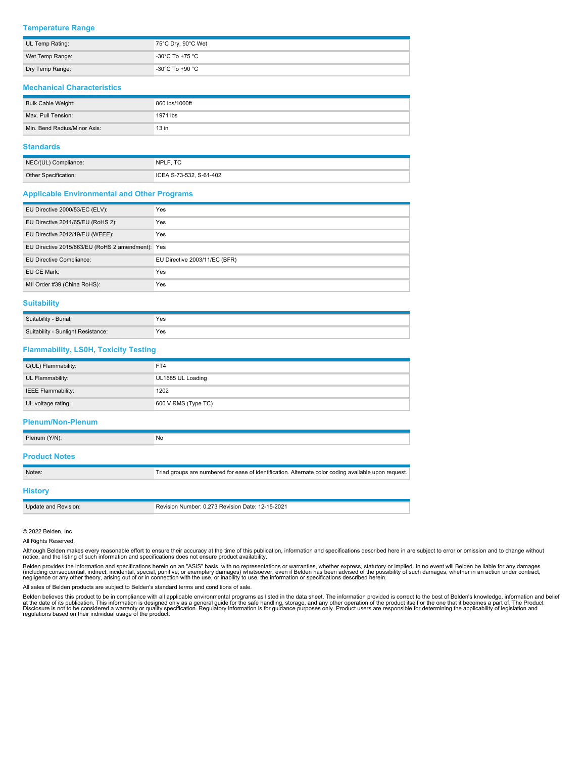## Temperature Range

| | |
|---|---|
| UL Temp Rating: | 75°C Dry, 90°C Wet |
| Wet Temp Range: | -30°C To +75 °C |
| Dry Temp Range: | -30°C To +90 °C |

## Mechanical Characteristics

| | |
|---|---|
| Bulk Cable Weight: | 860 lbs/1000ft |
| Max. Pull Tension: | 1971 lbs |
| Min. Bend Radius/Minor Axis: | 13 in |

## Standards

| | |
|---|---|
| NEC/(UL) Compliance: | NPLF, TC |
| Other Specification: | ICEA S-73-532, S-61-402 |

## Applicable Environmental and Other Programs

| | |
|---|---|
| EU Directive 2000/53/EC (ELV): | Yes |
| EU Directive 2011/65/EU (RoHS 2): | Yes |
| EU Directive 2012/19/EU (WEEE): | Yes |
| EU Directive 2015/863/EU (RoHS 2 amendment): | Yes |
| EU Directive Compliance: | EU Directive 2003/11/EC (BFR) |
| EU CE Mark: | Yes |
| MII Order #39 (China RoHS): | Yes |

## Suitability

| | |
|---|---|
| Suitability - Burial: | Yes |
| Suitability - Sunlight Resistance: | Yes |

## Flammability, LS0H, Toxicity Testing

| | |
|---|---|
| C(UL) Flammability: | FT4 |
| UL Flammability: | UL1685 UL Loading |
| IEEE Flammability: | 1202 |
| UL voltage rating: | 600 V RMS (Type TC) |

## Plenum/Non-Plenum

| | |
|---|---|
| Plenum (Y/N): | No |

## Product Notes

| | |
|---|---|
| Notes: | Triad groups are numbered for ease of identification. Alternate color coding available upon request. |

## History

| | |
|---|---|
| Update and Revision: | Revision Number: 0.273 Revision Date: 12-15-2021 |

© 2022 Belden, Inc

All Rights Reserved.

Although Belden makes every reasonable effort to ensure their accuracy at the time of this publication, information and specifications described here in are subject to error or omission and to change without notice, and the listing of such information and specifications does not ensure product availability.

Belden provides the information and specifications herein on an "ASIS" basis, with no representations or warranties, whether express, statutory or implied. In no event will Belden be liable for any damages (including consequential, indirect, incidental, special, punitive, or exemplary damages) whatsoever, even if Belden has been advised of the possibility of such damages, whether in an action under contract, negligence or any other theory, arising out of or in connection with the use, or inability to use, the information or specifications described herein.

All sales of Belden products are subject to Belden's standard terms and conditions of sale.

Belden believes this product to be in compliance with all applicable environmental programs as listed in the data sheet. The information provided is correct to the best of Belden's knowledge, information and belief at the date of its publication. This information is designed only as a general guide for the safe handling, storage, and any other operation of the product itself or the one that it becomes a part of. The Product Disclosure is not to be considered a warranty or quality specification. Regulatory information is for guidance purposes only. Product users are responsible for determining the applicability of legislation and regulations based on their individual usage of the product.